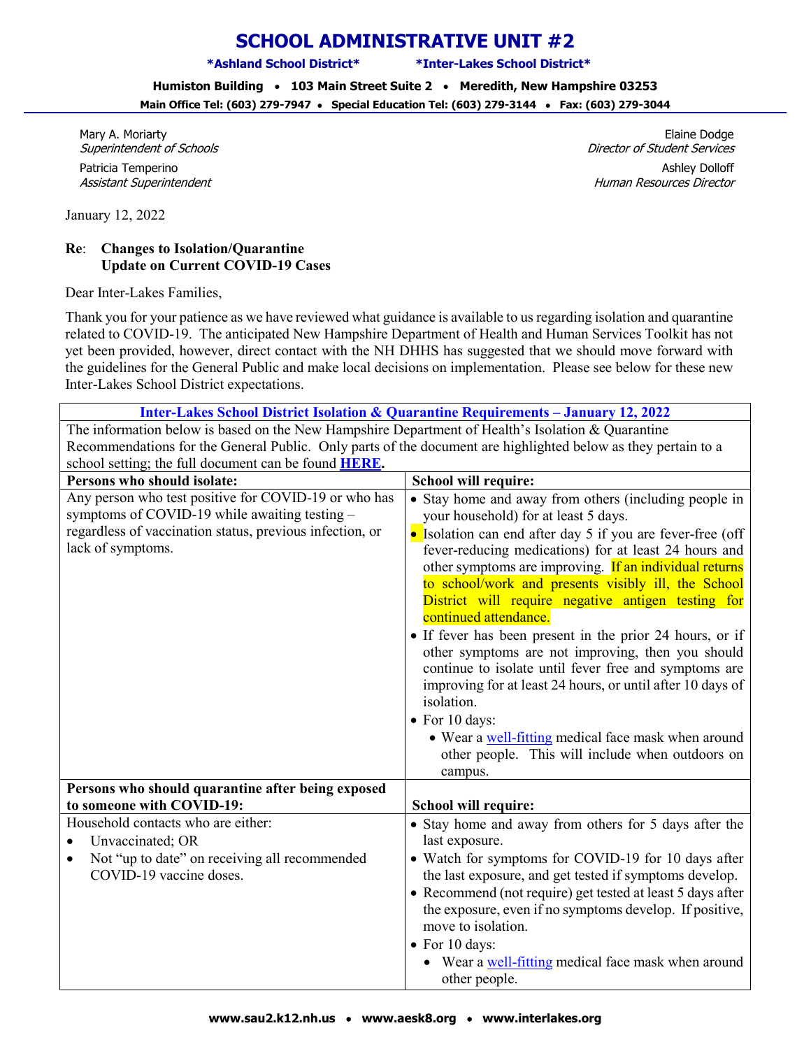# SCHOOL ADMINISTRATIVE UNIT #2

**\*Ashland School District\*** **\*Inter-Lakes School District\***

**Humiston Building • 103 Main Street Suite 2 • Meredith, New Hampshire 03253**

**Main Office Tel: (603) 279-7947 • Special Education Tel: (603) 279-3144 • Fax: (603) 279-3044**

Mary A. Moriarty
*Superintendent of Schools*

Patricia Temperino
*Assistant Superintendent*

Elaine Dodge
*Director of Student Services*

Ashley Dolloff
*Human Resources Director*

January 12, 2022

**Re**: **Changes to Isolation/Quarantine**
**Update on Current COVID-19 Cases**

Dear Inter-Lakes Families,

Thank you for your patience as we have reviewed what guidance is available to us regarding isolation and quarantine related to COVID-19. The anticipated New Hampshire Department of Health and Human Services Toolkit has not yet been provided, however, direct contact with the NH DHHS has suggested that we should move forward with the guidelines for the General Public and make local decisions on implementation. Please see below for these new Inter-Lakes School District expectations.

| **Inter-Lakes School District Isolation & Quarantine Requirements – January 12, 2022** | |
|---|---|
| The information below is based on the New Hampshire Department of Health's Isolation & Quarantine Recommendations for the General Public. Only parts of the document are highlighted below as they pertain to a school setting; the full document can be found **HERE**. | |
| **Persons who should isolate:** | **School will require:** |
| Any person who test positive for COVID-19 or who has symptoms of COVID-19 while awaiting testing – regardless of vaccination status, previous infection, or lack of symptoms. | • Stay home and away from others (including people in your household) for at least 5 days.<br>• Isolation can end after day 5 if you are fever-free (off fever-reducing medications) for at least 24 hours and other symptoms are improving. If an individual returns to school/work and presents visibly ill, the School District will require negative antigen testing for continued attendance.<br>• If fever has been present in the prior 24 hours, or if other symptoms are not improving, then you should continue to isolate until fever free and symptoms are improving for at least 24 hours, or until after 10 days of isolation.<br>• For 10 days:<br>  • Wear a well-fitting medical face mask when around other people. This will include when outdoors on campus. |
| **Persons who should quarantine after being exposed to someone with COVID-19:** | **School will require:** |
| Household contacts who are either:<br>• Unvaccinated; OR<br>• Not "up to date" on receiving all recommended COVID-19 vaccine doses. | • Stay home and away from others for 5 days after the last exposure.<br>• Watch for symptoms for COVID-19 for 10 days after the last exposure, and get tested if symptoms develop.<br>• Recommend (not require) get tested at least 5 days after the exposure, even if no symptoms develop. If positive, move to isolation.<br>• For 10 days:<br>  • Wear a well-fitting medical face mask when around other people. |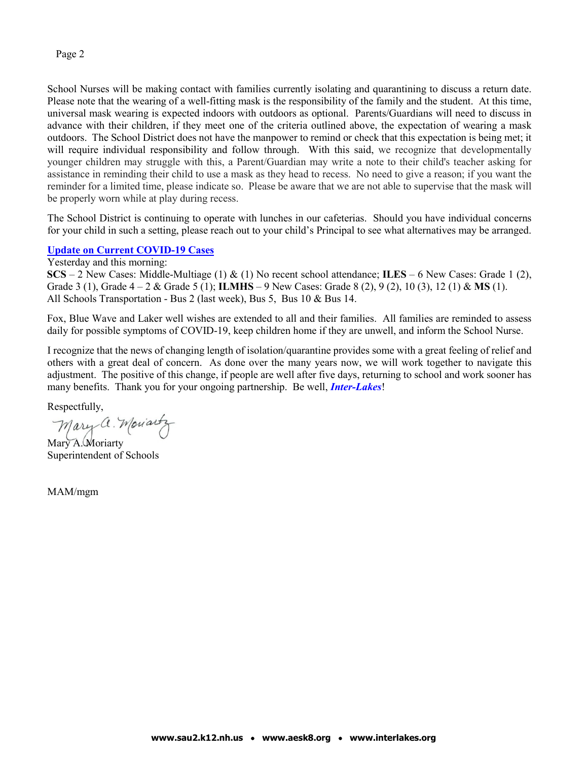School Nurses will be making contact with families currently isolating and quarantining to discuss a return date. Please note that the wearing of a well-fitting mask is the responsibility of the family and the student. At this time, universal mask wearing is expected indoors with outdoors as optional. Parents/Guardians will need to discuss in advance with their children, if they meet one of the criteria outlined above, the expectation of wearing a mask outdoors. The School District does not have the manpower to remind or check that this expectation is being met; it will require individual responsibility and follow through. With this said, we recognize that developmentally younger children may struggle with this, a Parent/Guardian may write a note to their child's teacher asking for assistance in reminding their child to use a mask as they head to recess. No need to give a reason; if you want the reminder for a limited time, please indicate so. Please be aware that we are not able to supervise that the mask will be properly worn while at play during recess.

The School District is continuing to operate with lunches in our cafeterias. Should you have individual concerns for your child in such a setting, please reach out to your child's Principal to see what alternatives may be arranged.

**Update on Current COVID-19 Cases**

Yesterday and this morning:
**SCS** – 2 New Cases: Middle-Multiage (1) & (1) No recent school attendance; **ILES** – 6 New Cases: Grade 1 (2), Grade 3 (1), Grade 4 – 2 & Grade 5 (1); **ILMHS** – 9 New Cases: Grade 8 (2), 9 (2), 10 (3), 12 (1) & **MS** (1).
All Schools Transportation - Bus 2 (last week), Bus 5, Bus 10 & Bus 14.

Fox, Blue Wave and Laker well wishes are extended to all and their families. All families are reminded to assess daily for possible symptoms of COVID-19, keep children home if they are unwell, and inform the School Nurse.

I recognize that the news of changing length of isolation/quarantine provides some with a great feeling of relief and others with a great deal of concern. As done over the many years now, we will work together to navigate this adjustment. The positive of this change, if people are well after five days, returning to school and work sooner has many benefits. Thank you for your ongoing partnership. Be well, ***Inter-Lakes***!

Respectfully,

Mary A. Moriarty
Mary A. Moriarty
Superintendent of Schools

MAM/mgm

**www.sau2.k12.nh.us • www.aesk8.org • www.interlakes.org**